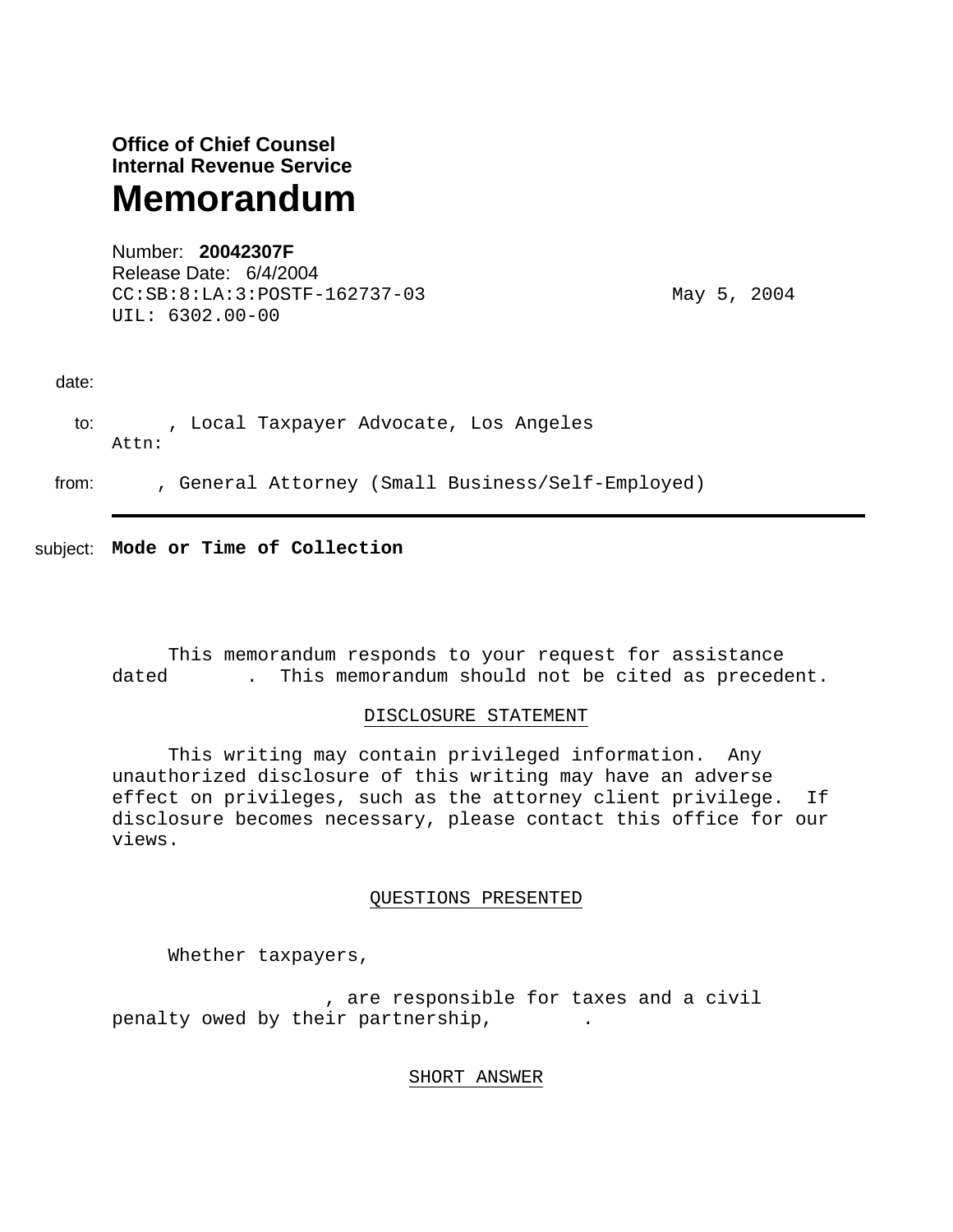**Office of Chief Counsel**
**Internal Revenue Service**

# Memorandum

Number: **20042307F**
Release Date: 6/4/2004
CC:SB:8:LA:3:POSTF-162737-03 May 5, 2004
UIL: 6302.00-00

date:

to: , Local Taxpayer Advocate, Los Angeles
Attn:

from: , General Attorney (Small Business/Self-Employed)

subject: **Mode or Time of Collection**

This memorandum responds to your request for assistance dated . This memorandum should not be cited as precedent.

DISCLOSURE STATEMENT

This writing may contain privileged information. Any unauthorized disclosure of this writing may have an adverse effect on privileges, such as the attorney client privilege. If disclosure becomes necessary, please contact this office for our views.

QUESTIONS PRESENTED

Whether taxpayers, , are responsible for taxes and a civil penalty owed by their partnership, .

SHORT ANSWER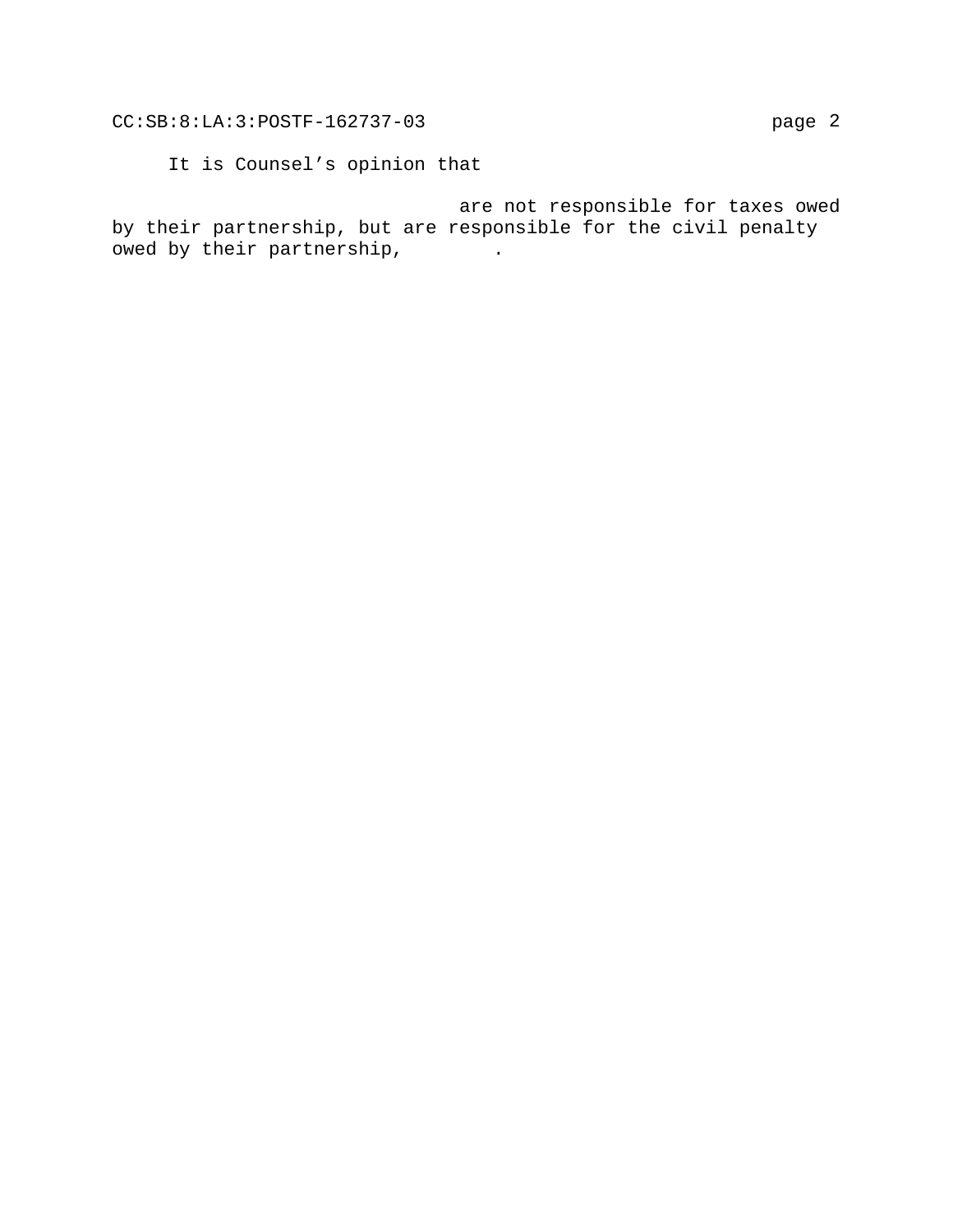It is Counsel's opinion that

are not responsible for taxes owed by their partnership, but are responsible for the civil penalty owed by their partnership, .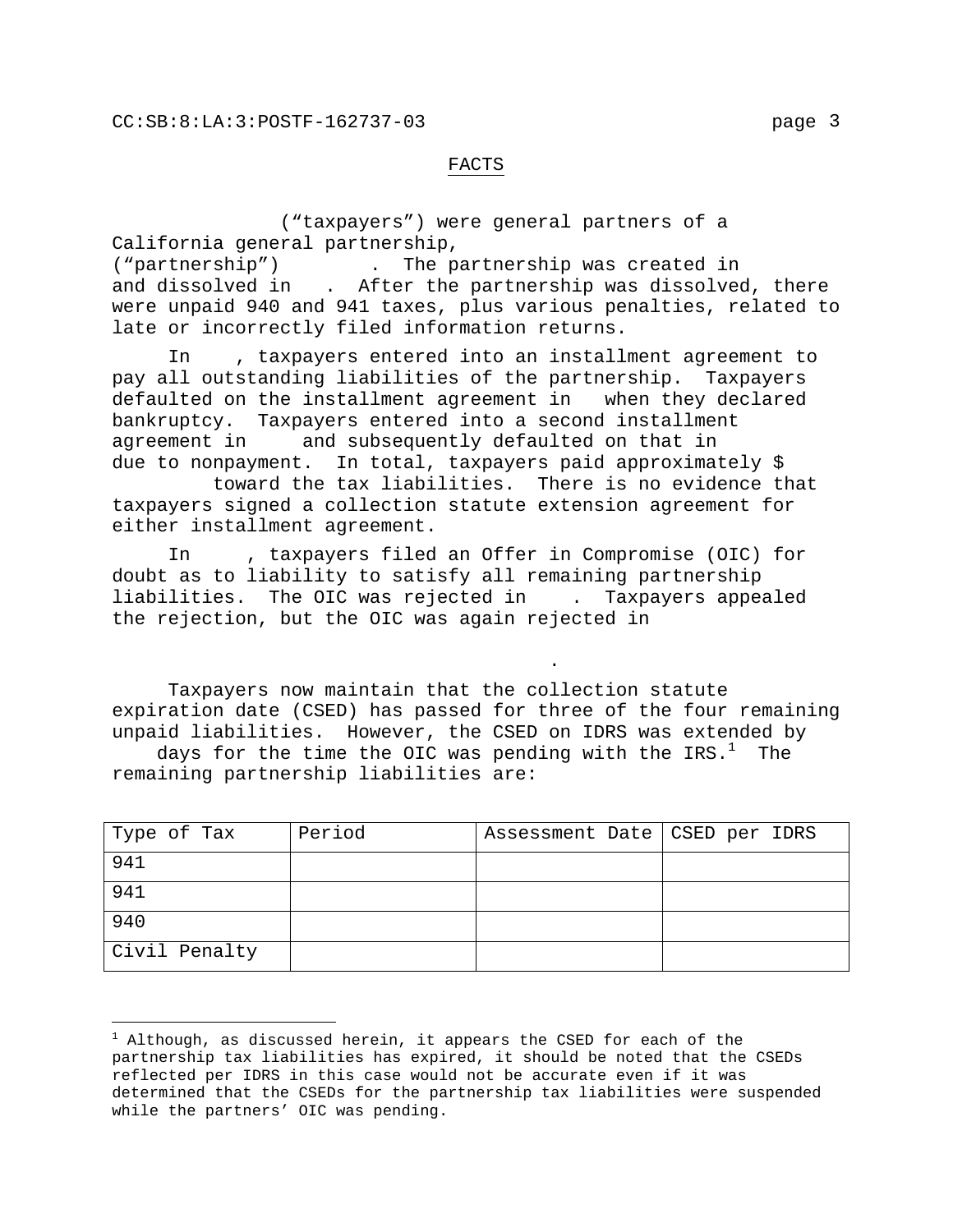## FACTS

("taxpayers") were general partners of a California general partnership, ("partnership") . The partnership was created in and dissolved in . After the partnership was dissolved, there were unpaid 940 and 941 taxes, plus various penalties, related to late or incorrectly filed information returns.

In , taxpayers entered into an installment agreement to pay all outstanding liabilities of the partnership. Taxpayers defaulted on the installment agreement in when they declared bankruptcy. Taxpayers entered into a second installment agreement in and subsequently defaulted on that in due to nonpayment. In total, taxpayers paid approximately $ toward the tax liabilities. There is no evidence that taxpayers signed a collection statute extension agreement for either installment agreement.

In , taxpayers filed an Offer in Compromise (OIC) for doubt as to liability to satisfy all remaining partnership liabilities. The OIC was rejected in . Taxpayers appealed the rejection, but the OIC was again rejected in

.

Taxpayers now maintain that the collection statute expiration date (CSED) has passed for three of the four remaining unpaid liabilities. However, the CSED on IDRS was extended by days for the time the OIC was pending with the IRS.[1] The remaining partnership liabilities are:

| Type of Tax | Period | Assessment Date | CSED per IDRS |
| --- | --- | --- | --- |
| 941 | | | |
| 941 | | | |
| 940 | | | |
| Civil Penalty | | | |

[1] Although, as discussed herein, it appears the CSED for each of the partnership tax liabilities has expired, it should be noted that the CSEDs reflected per IDRS in this case would not be accurate even if it was determined that the CSEDs for the partnership tax liabilities were suspended while the partners' OIC was pending.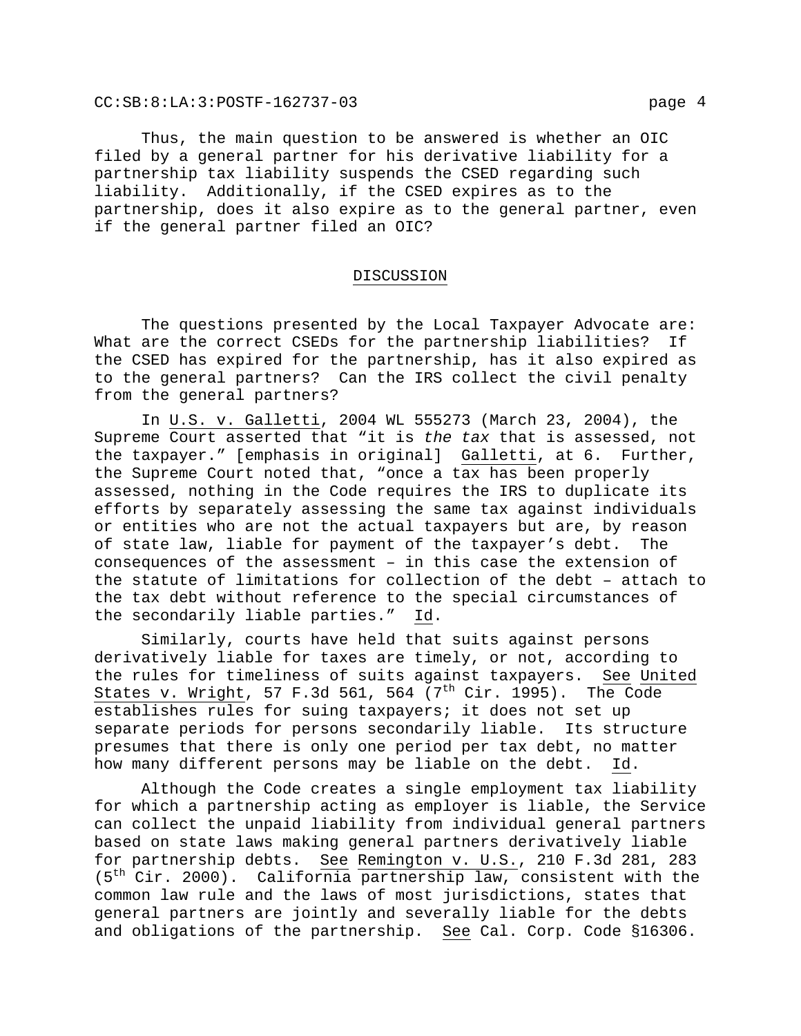Thus, the main question to be answered is whether an OIC filed by a general partner for his derivative liability for a partnership tax liability suspends the CSED regarding such liability. Additionally, if the CSED expires as to the partnership, does it also expire as to the general partner, even if the general partner filed an OIC?

## DISCUSSION

The questions presented by the Local Taxpayer Advocate are: What are the correct CSEDs for the partnership liabilities? If the CSED has expired for the partnership, has it also expired as to the general partners? Can the IRS collect the civil penalty from the general partners?

In U.S. v. Galletti, 2004 WL 555273 (March 23, 2004), the Supreme Court asserted that "it is *the tax* that is assessed, not the taxpayer." [emphasis in original] Galletti, at 6. Further, the Supreme Court noted that, "once a tax has been properly assessed, nothing in the Code requires the IRS to duplicate its efforts by separately assessing the same tax against individuals or entities who are not the actual taxpayers but are, by reason of state law, liable for payment of the taxpayer's debt. The consequences of the assessment – in this case the extension of the statute of limitations for collection of the debt – attach to the tax debt without reference to the special circumstances of the secondarily liable parties." Id.

Similarly, courts have held that suits against persons derivatively liable for taxes are timely, or not, according to the rules for timeliness of suits against taxpayers. See United States v. Wright, 57 F.3d 561, 564 (7th Cir. 1995). The Code establishes rules for suing taxpayers; it does not set up separate periods for persons secondarily liable. Its structure presumes that there is only one period per tax debt, no matter how many different persons may be liable on the debt. Id.

Although the Code creates a single employment tax liability for which a partnership acting as employer is liable, the Service can collect the unpaid liability from individual general partners based on state laws making general partners derivatively liable for partnership debts. See Remington v. U.S., 210 F.3d 281, 283 (5th Cir. 2000). California partnership law, consistent with the common law rule and the laws of most jurisdictions, states that general partners are jointly and severally liable for the debts and obligations of the partnership. See Cal. Corp. Code §16306.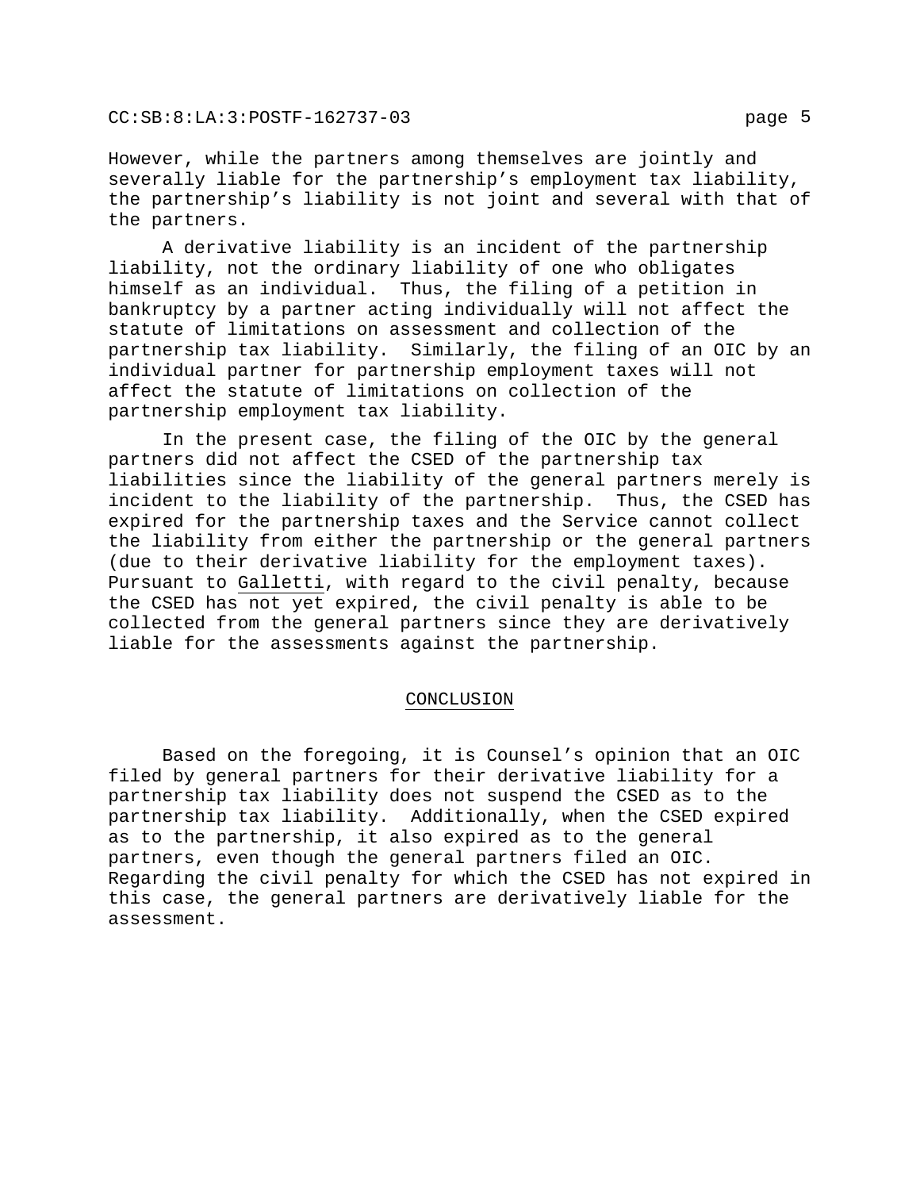However, while the partners among themselves are jointly and severally liable for the partnership's employment tax liability, the partnership's liability is not joint and several with that of the partners.

A derivative liability is an incident of the partnership liability, not the ordinary liability of one who obligates himself as an individual. Thus, the filing of a petition in bankruptcy by a partner acting individually will not affect the statute of limitations on assessment and collection of the partnership tax liability. Similarly, the filing of an OIC by an individual partner for partnership employment taxes will not affect the statute of limitations on collection of the partnership employment tax liability.

In the present case, the filing of the OIC by the general partners did not affect the CSED of the partnership tax liabilities since the liability of the general partners merely is incident to the liability of the partnership. Thus, the CSED has expired for the partnership taxes and the Service cannot collect the liability from either the partnership or the general partners (due to their derivative liability for the employment taxes). Pursuant to Galletti, with regard to the civil penalty, because the CSED has not yet expired, the civil penalty is able to be collected from the general partners since they are derivatively liable for the assessments against the partnership.

## CONCLUSION

Based on the foregoing, it is Counsel's opinion that an OIC filed by general partners for their derivative liability for a partnership tax liability does not suspend the CSED as to the partnership tax liability. Additionally, when the CSED expired as to the partnership, it also expired as to the general partners, even though the general partners filed an OIC. Regarding the civil penalty for which the CSED has not expired in this case, the general partners are derivatively liable for the assessment.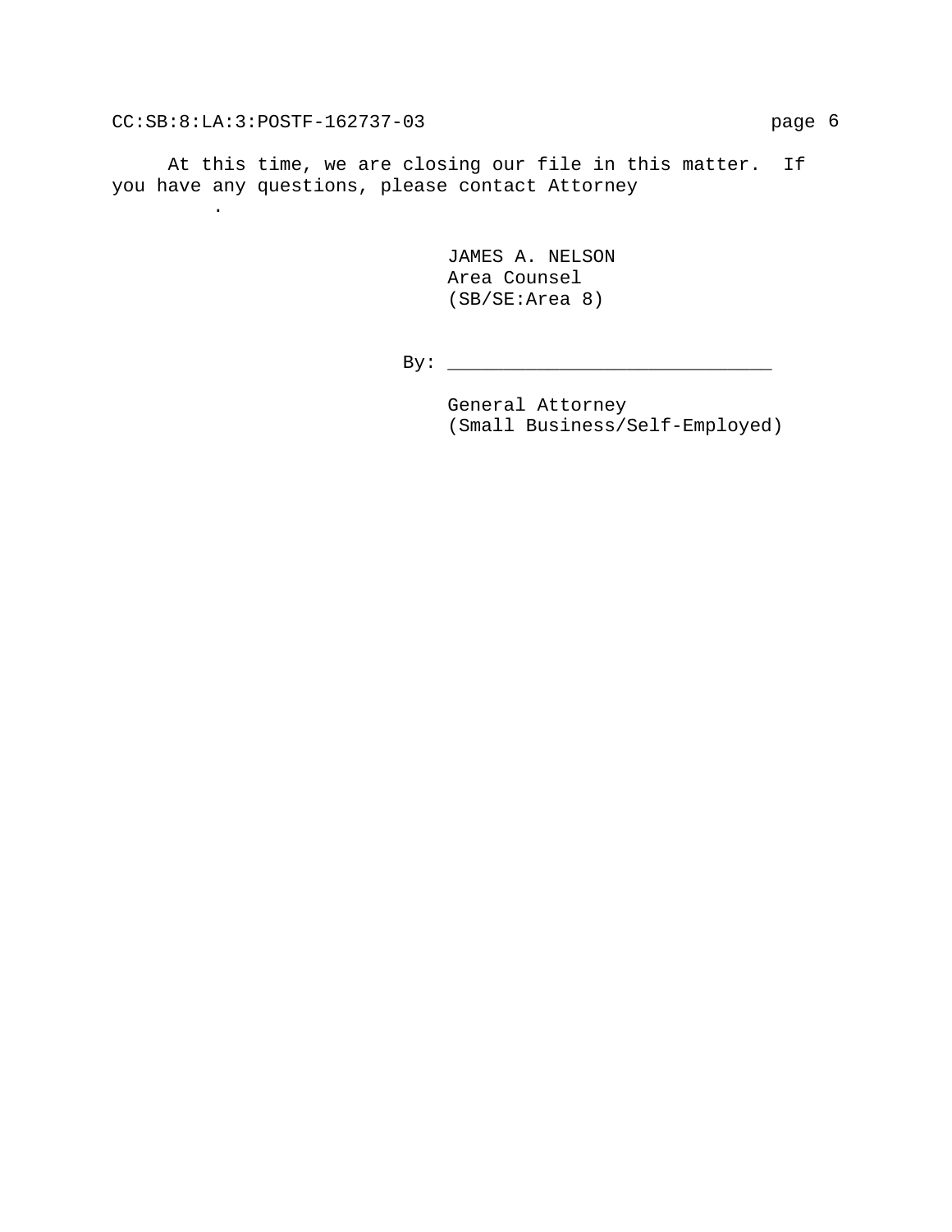At this time, we are closing our file in this matter. If you have any questions, please contact Attorney .

JAMES A. NELSON
Area Counsel
(SB/SE:Area 8)

By: ______________________________

General Attorney
(Small Business/Self-Employed)